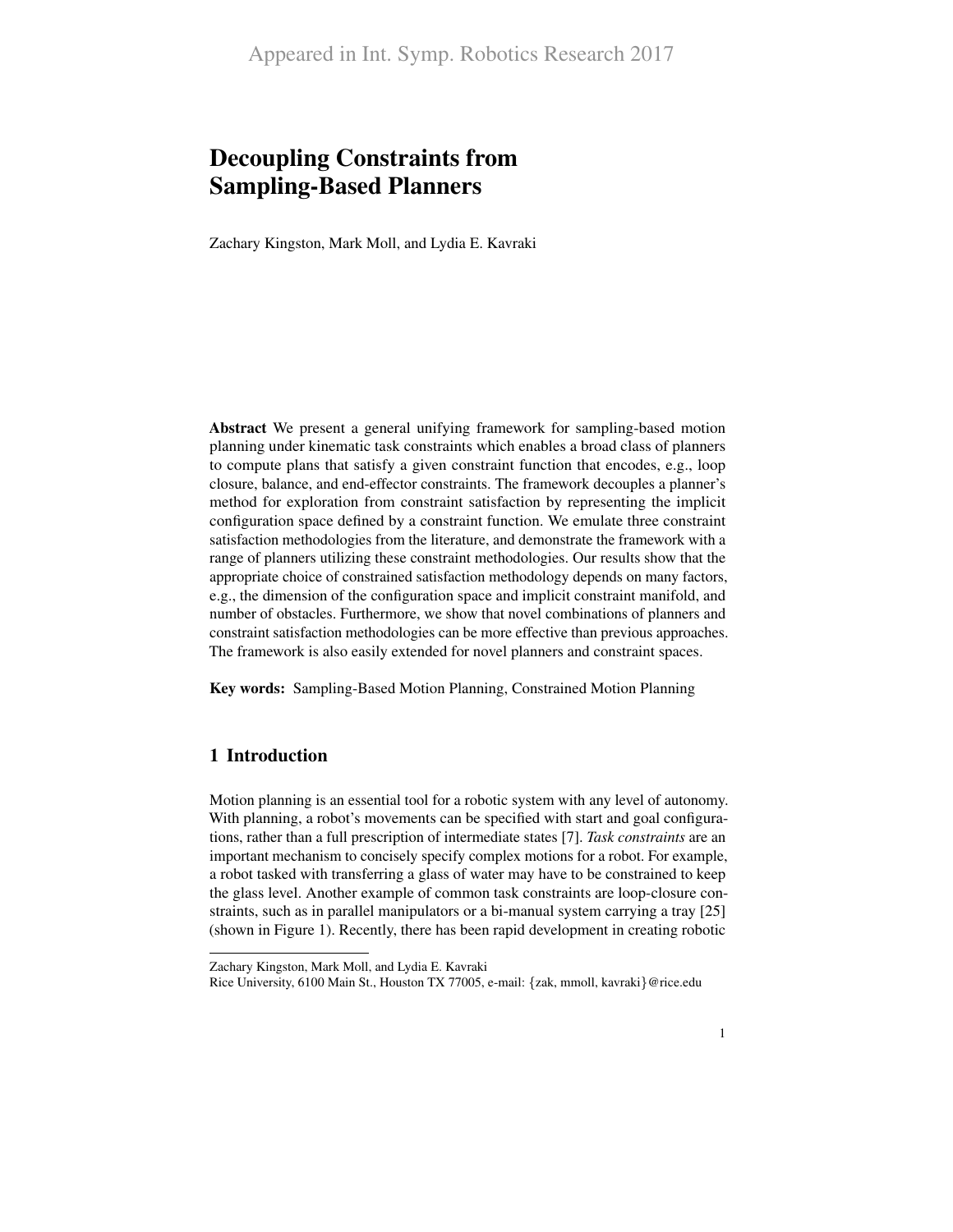Appeared in Int. Symp. Robotics Research 2017

# Decoupling Constraints from Sampling-Based Planners

Zachary Kingston, Mark Moll, and Lydia E. Kavraki

**Abstract** We present a general unifying framework for sampling-based motion planning under kinematic task constraints which enables a broad class of planners to compute plans that satisfy a given constraint function that encodes, e.g., loop closure, balance, and end-effector constraints. The framework decouples a planner's method for exploration from constraint satisfaction by representing the implicit configuration space defined by a constraint function. We emulate three constraint satisfaction methodologies from the literature, and demonstrate the framework with a range of planners utilizing these constraint methodologies. Our results show that the appropriate choice of constrained satisfaction methodology depends on many factors, e.g., the dimension of the configuration space and implicit constraint manifold, and number of obstacles. Furthermore, we show that novel combinations of planners and constraint satisfaction methodologies can be more effective than previous approaches. The framework is also easily extended for novel planners and constraint spaces.

**Key words:** Sampling-Based Motion Planning, Constrained Motion Planning

## 1 Introduction

Motion planning is an essential tool for a robotic system with any level of autonomy. With planning, a robot's movements can be specified with start and goal configurations, rather than a full prescription of intermediate states [7]. *Task constraints* are an important mechanism to concisely specify complex motions for a robot. For example, a robot tasked with transferring a glass of water may have to be constrained to keep the glass level. Another example of common task constraints are loop-closure constraints, such as in parallel manipulators or a bi-manual system carrying a tray [25] (shown in Figure 1). Recently, there has been rapid development in creating robotic

---

Zachary Kingston, Mark Moll, and Lydia E. Kavraki
Rice University, 6100 Main St., Houston TX 77005, e-mail: {zak, mmoll, kavraki}@rice.edu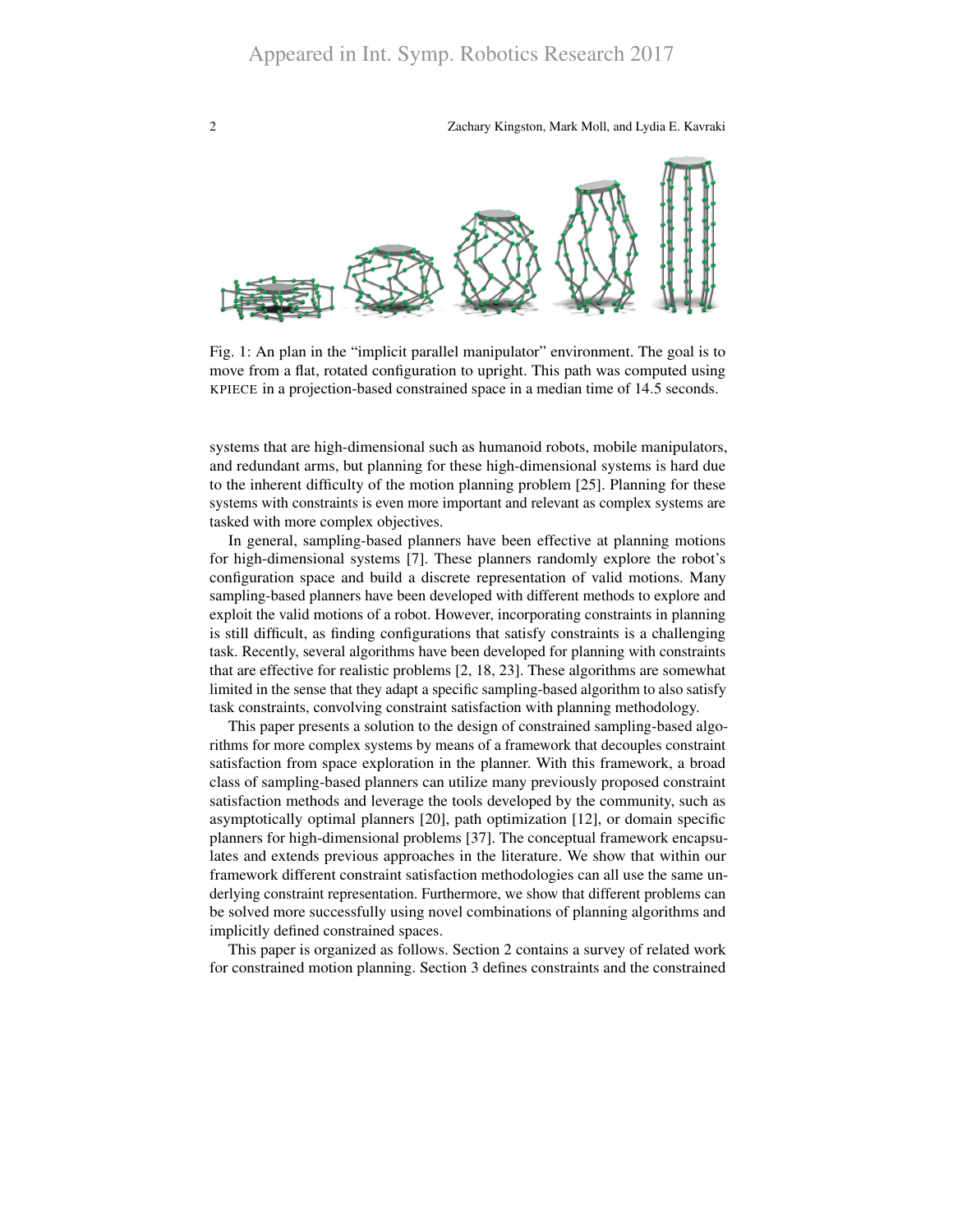Fig. 1: An plan in the "implicit parallel manipulator" environment. The goal is to move from a flat, rotated configuration to upright. This path was computed using KPIECE in a projection-based constrained space in a median time of 14.5 seconds.

systems that are high-dimensional such as humanoid robots, mobile manipulators, and redundant arms, but planning for these high-dimensional systems is hard due to the inherent difficulty of the motion planning problem [25]. Planning for these systems with constraints is even more important and relevant as complex systems are tasked with more complex objectives.

In general, sampling-based planners have been effective at planning motions for high-dimensional systems [7]. These planners randomly explore the robot's configuration space and build a discrete representation of valid motions. Many sampling-based planners have been developed with different methods to explore and exploit the valid motions of a robot. However, incorporating constraints in planning is still difficult, as finding configurations that satisfy constraints is a challenging task. Recently, several algorithms have been developed for planning with constraints that are effective for realistic problems [2, 18, 23]. These algorithms are somewhat limited in the sense that they adapt a specific sampling-based algorithm to also satisfy task constraints, convolving constraint satisfaction with planning methodology.

This paper presents a solution to the design of constrained sampling-based algorithms for more complex systems by means of a framework that decouples constraint satisfaction from space exploration in the planner. With this framework, a broad class of sampling-based planners can utilize many previously proposed constraint satisfaction methods and leverage the tools developed by the community, such as asymptotically optimal planners [20], path optimization [12], or domain specific planners for high-dimensional problems [37]. The conceptual framework encapsulates and extends previous approaches in the literature. We show that within our framework different constraint satisfaction methodologies can all use the same underlying constraint representation. Furthermore, we show that different problems can be solved more successfully using novel combinations of planning algorithms and implicitly defined constrained spaces.

This paper is organized as follows. Section 2 contains a survey of related work for constrained motion planning. Section 3 defines constraints and the constrained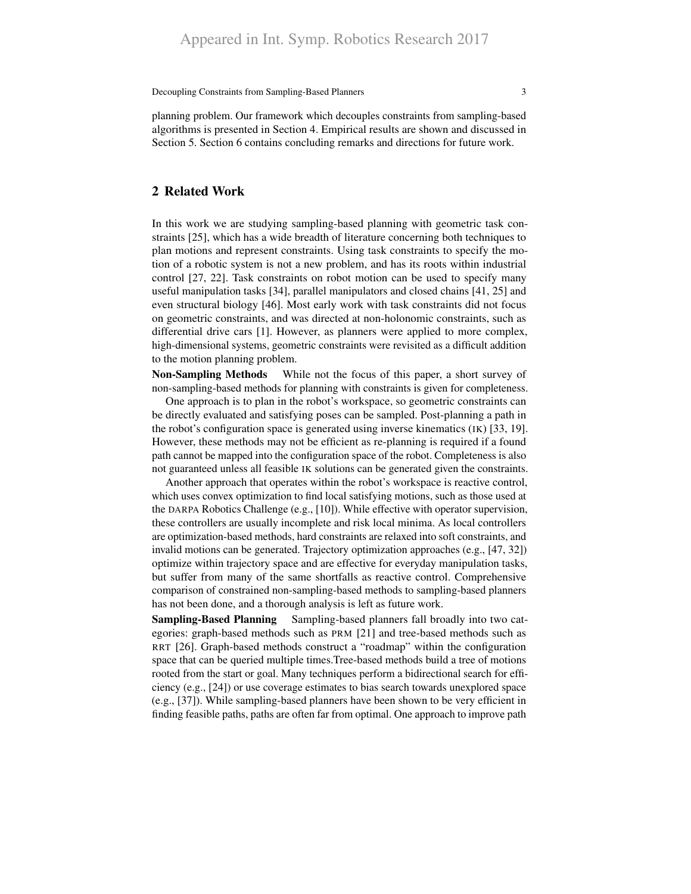planning problem. Our framework which decouples constraints from sampling-based algorithms is presented in Section 4. Empirical results are shown and discussed in Section 5. Section 6 contains concluding remarks and directions for future work.

## 2 Related Work

In this work we are studying sampling-based planning with geometric task constraints [25], which has a wide breadth of literature concerning both techniques to plan motions and represent constraints. Using task constraints to specify the motion of a robotic system is not a new problem, and has its roots within industrial control [27, 22]. Task constraints on robot motion can be used to specify many useful manipulation tasks [34], parallel manipulators and closed chains [41, 25] and even structural biology [46]. Most early work with task constraints did not focus on geometric constraints, and was directed at non-holonomic constraints, such as differential drive cars [1]. However, as planners were applied to more complex, high-dimensional systems, geometric constraints were revisited as a difficult addition to the motion planning problem.

**Non-Sampling Methods** While not the focus of this paper, a short survey of non-sampling-based methods for planning with constraints is given for completeness.

One approach is to plan in the robot's workspace, so geometric constraints can be directly evaluated and satisfying poses can be sampled. Post-planning a path in the robot's configuration space is generated using inverse kinematics (IK) [33, 19]. However, these methods may not be efficient as re-planning is required if a found path cannot be mapped into the configuration space of the robot. Completeness is also not guaranteed unless all feasible IK solutions can be generated given the constraints.

Another approach that operates within the robot's workspace is reactive control, which uses convex optimization to find local satisfying motions, such as those used at the DARPA Robotics Challenge (e.g., [10]). While effective with operator supervision, these controllers are usually incomplete and risk local minima. As local controllers are optimization-based methods, hard constraints are relaxed into soft constraints, and invalid motions can be generated. Trajectory optimization approaches (e.g., [47, 32]) optimize within trajectory space and are effective for everyday manipulation tasks, but suffer from many of the same shortfalls as reactive control. Comprehensive comparison of constrained non-sampling-based methods to sampling-based planners has not been done, and a thorough analysis is left as future work.

**Sampling-Based Planning** Sampling-based planners fall broadly into two categories: graph-based methods such as PRM [21] and tree-based methods such as RRT [26]. Graph-based methods construct a "roadmap" within the configuration space that can be queried multiple times.Tree-based methods build a tree of motions rooted from the start or goal. Many techniques perform a bidirectional search for efficiency (e.g., [24]) or use coverage estimates to bias search towards unexplored space (e.g., [37]). While sampling-based planners have been shown to be very efficient in finding feasible paths, paths are often far from optimal. One approach to improve path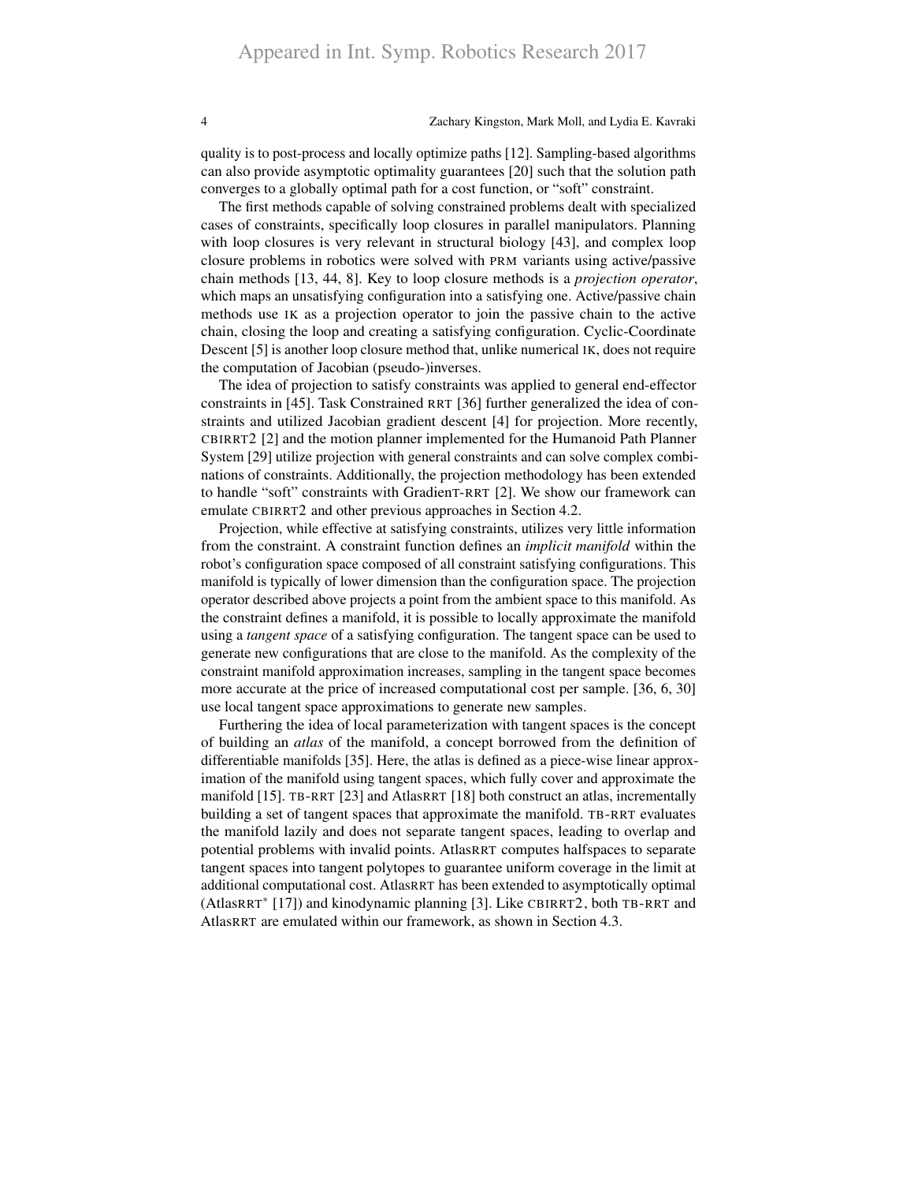quality is to post-process and locally optimize paths [12]. Sampling-based algorithms can also provide asymptotic optimality guarantees [20] such that the solution path converges to a globally optimal path for a cost function, or "soft" constraint.

The first methods capable of solving constrained problems dealt with specialized cases of constraints, specifically loop closures in parallel manipulators. Planning with loop closures is very relevant in structural biology [43], and complex loop closure problems in robotics were solved with PRM variants using active/passive chain methods [13, 44, 8]. Key to loop closure methods is a *projection operator*, which maps an unsatisfying configuration into a satisfying one. Active/passive chain methods use IK as a projection operator to join the passive chain to the active chain, closing the loop and creating a satisfying configuration. Cyclic-Coordinate Descent [5] is another loop closure method that, unlike numerical IK, does not require the computation of Jacobian (pseudo-)inverses.

The idea of projection to satisfy constraints was applied to general end-effector constraints in [45]. Task Constrained RRT [36] further generalized the idea of constraints and utilized Jacobian gradient descent [4] for projection. More recently, CBIRRT2 [2] and the motion planner implemented for the Humanoid Path Planner System [29] utilize projection with general constraints and can solve complex combinations of constraints. Additionally, the projection methodology has been extended to handle "soft" constraints with GradienT-RRT [2]. We show our framework can emulate CBIRRT2 and other previous approaches in Section 4.2.

Projection, while effective at satisfying constraints, utilizes very little information from the constraint. A constraint function defines an *implicit manifold* within the robot's configuration space composed of all constraint satisfying configurations. This manifold is typically of lower dimension than the configuration space. The projection operator described above projects a point from the ambient space to this manifold. As the constraint defines a manifold, it is possible to locally approximate the manifold using a *tangent space* of a satisfying configuration. The tangent space can be used to generate new configurations that are close to the manifold. As the complexity of the constraint manifold approximation increases, sampling in the tangent space becomes more accurate at the price of increased computational cost per sample. [36, 6, 30] use local tangent space approximations to generate new samples.

Furthering the idea of local parameterization with tangent spaces is the concept of building an *atlas* of the manifold, a concept borrowed from the definition of differentiable manifolds [35]. Here, the atlas is defined as a piece-wise linear approximation of the manifold using tangent spaces, which fully cover and approximate the manifold [15]. TB-RRT [23] and AtlasRRT [18] both construct an atlas, incrementally building a set of tangent spaces that approximate the manifold. TB-RRT evaluates the manifold lazily and does not separate tangent spaces, leading to overlap and potential problems with invalid points. AtlasRRT computes halfspaces to separate tangent spaces into tangent polytopes to guarantee uniform coverage in the limit at additional computational cost. AtlasRRT has been extended to asymptotically optimal (AtlasRRT$^*$ [17]) and kinodynamic planning [3]. Like CBIRRT2, both TB-RRT and AtlasRRT are emulated within our framework, as shown in Section 4.3.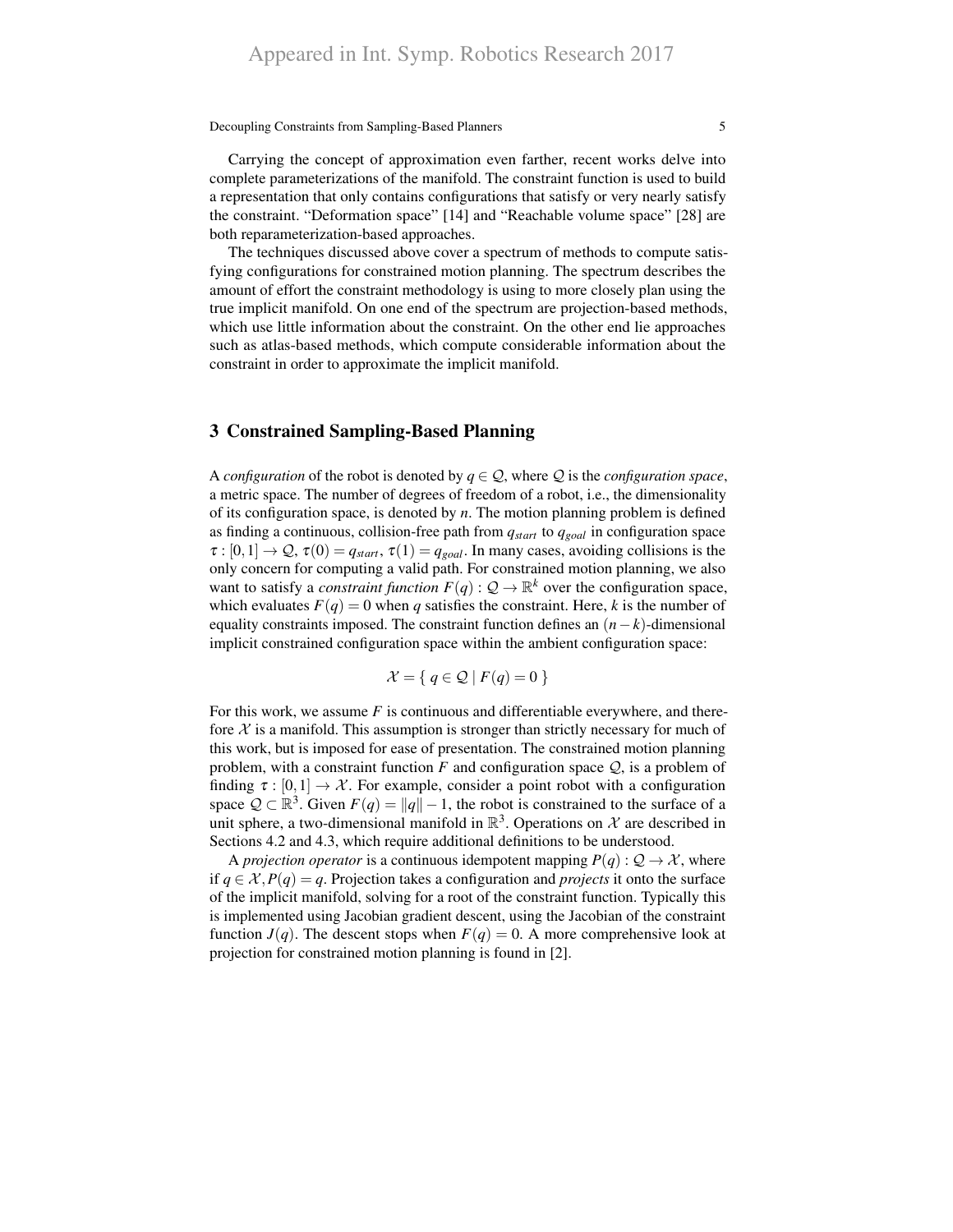Carrying the concept of approximation even farther, recent works delve into complete parameterizations of the manifold. The constraint function is used to build a representation that only contains configurations that satisfy or very nearly satisfy the constraint. "Deformation space" [14] and "Reachable volume space" [28] are both reparameterization-based approaches.

The techniques discussed above cover a spectrum of methods to compute satisfying configurations for constrained motion planning. The spectrum describes the amount of effort the constraint methodology is using to more closely plan using the true implicit manifold. On one end of the spectrum are projection-based methods, which use little information about the constraint. On the other end lie approaches such as atlas-based methods, which compute considerable information about the constraint in order to approximate the implicit manifold.

## 3 Constrained Sampling-Based Planning

A *configuration* of the robot is denoted by $q \in \mathcal{Q}$, where $\mathcal{Q}$ is the *configuration space*, a metric space. The number of degrees of freedom of a robot, i.e., the dimensionality of its configuration space, is denoted by $n$. The motion planning problem is defined as finding a continuous, collision-free path from $q_{start}$ to $q_{goal}$ in configuration space $\tau : [0,1] \rightarrow \mathcal{Q}$, $\tau(0) = q_{start}$, $\tau(1) = q_{goal}$. In many cases, avoiding collisions is the only concern for computing a valid path. For constrained motion planning, we also want to satisfy a *constraint function* $F(q) : \mathcal{Q} \rightarrow \mathbb{R}^k$ over the configuration space, which evaluates $F(q) = 0$ when $q$ satisfies the constraint. Here, $k$ is the number of equality constraints imposed. The constraint function defines an $(n-k)$-dimensional implicit constrained configuration space within the ambient configuration space:

$$\mathcal{X} = \{ \, q \in \mathcal{Q} \mid F(q) = 0 \, \}$$

For this work, we assume $F$ is continuous and differentiable everywhere, and therefore $\mathcal{X}$ is a manifold. This assumption is stronger than strictly necessary for much of this work, but is imposed for ease of presentation. The constrained motion planning problem, with a constraint function $F$ and configuration space $\mathcal{Q}$, is a problem of finding $\tau : [0,1] \rightarrow \mathcal{X}$. For example, consider a point robot with a configuration space $\mathcal{Q} \subset \mathbb{R}^3$. Given $F(q) = \|q\| - 1$, the robot is constrained to the surface of a unit sphere, a two-dimensional manifold in $\mathbb{R}^3$. Operations on $\mathcal{X}$ are described in Sections 4.2 and 4.3, which require additional definitions to be understood.

A *projection operator* is a continuous idempotent mapping $P(q) : \mathcal{Q} \rightarrow \mathcal{X}$, where if $q \in \mathcal{X}, P(q) = q$. Projection takes a configuration and *projects* it onto the surface of the implicit manifold, solving for a root of the constraint function. Typically this is implemented using Jacobian gradient descent, using the Jacobian of the constraint function $J(q)$. The descent stops when $F(q) = 0$. A more comprehensive look at projection for constrained motion planning is found in [2].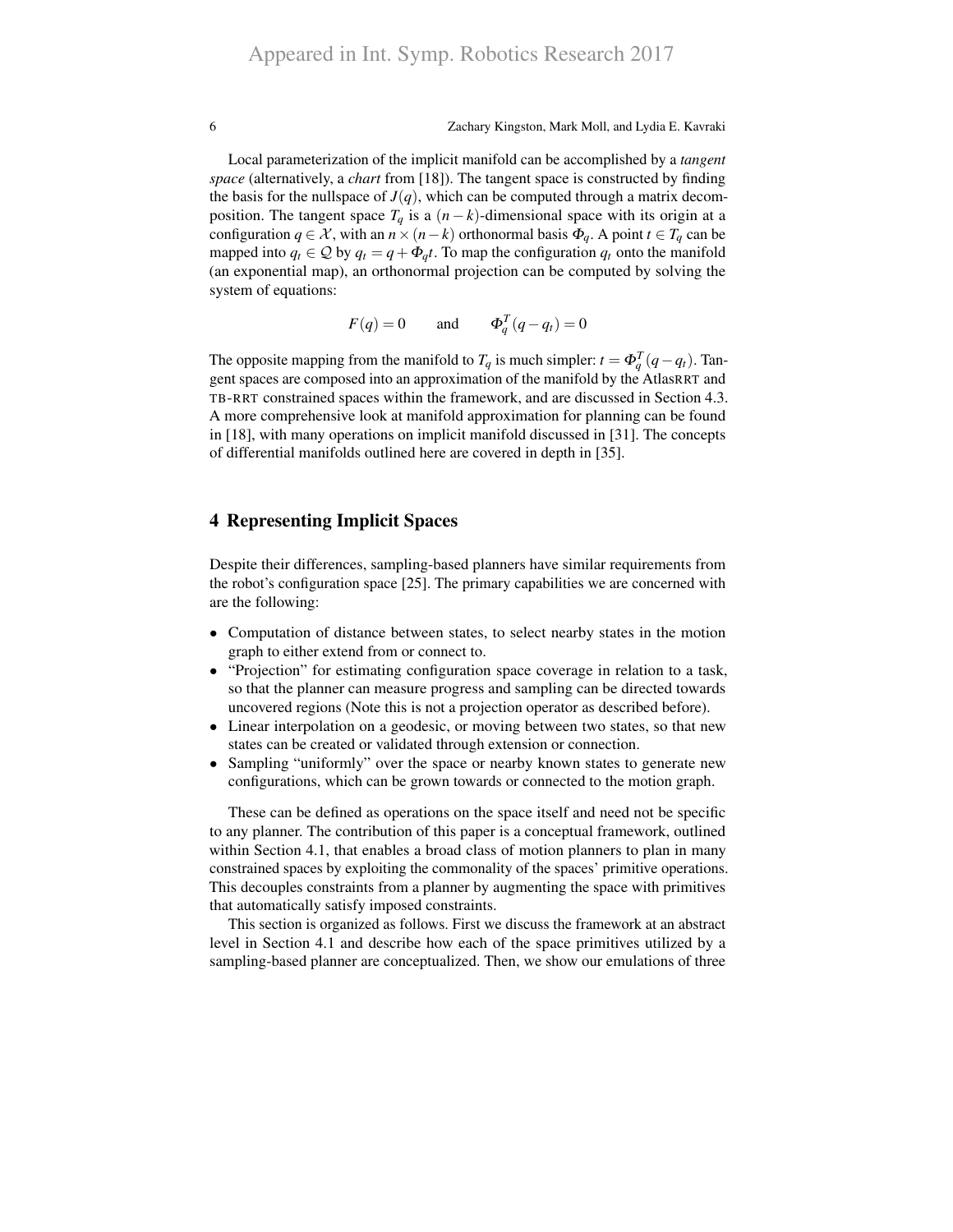Local parameterization of the implicit manifold can be accomplished by a *tangent space* (alternatively, a *chart* from [18]). The tangent space is constructed by finding the basis for the nullspace of $J(q)$, which can be computed through a matrix decomposition. The tangent space $T_q$ is a $(n-k)$-dimensional space with its origin at a configuration $q \in \mathcal{X}$, with an $n \times (n-k)$ orthonormal basis $\Phi_q$. A point $t \in T_q$ can be mapped into $q_t \in \mathcal{Q}$ by $q_t = q + \Phi_q t$. To map the configuration $q_t$ onto the manifold (an exponential map), an orthonormal projection can be computed by solving the system of equations:

$$F(q) = 0 \qquad \text{and} \qquad \Phi_q^T (q - q_t) = 0$$

The opposite mapping from the manifold to $T_q$ is much simpler: $t = \Phi_q^T (q - q_t)$. Tangent spaces are composed into an approximation of the manifold by the AtlasRRT and TB-RRT constrained spaces within the framework, and are discussed in Section 4.3. A more comprehensive look at manifold approximation for planning can be found in [18], with many operations on implicit manifold discussed in [31]. The concepts of differential manifolds outlined here are covered in depth in [35].

## 4 Representing Implicit Spaces

Despite their differences, sampling-based planners have similar requirements from the robot's configuration space [25]. The primary capabilities we are concerned with are the following:

- Computation of distance between states, to select nearby states in the motion graph to either extend from or connect to.
- "Projection" for estimating configuration space coverage in relation to a task, so that the planner can measure progress and sampling can be directed towards uncovered regions (Note this is not a projection operator as described before).
- Linear interpolation on a geodesic, or moving between two states, so that new states can be created or validated through extension or connection.
- Sampling "uniformly" over the space or nearby known states to generate new configurations, which can be grown towards or connected to the motion graph.

These can be defined as operations on the space itself and need not be specific to any planner. The contribution of this paper is a conceptual framework, outlined within Section 4.1, that enables a broad class of motion planners to plan in many constrained spaces by exploiting the commonality of the spaces' primitive operations. This decouples constraints from a planner by augmenting the space with primitives that automatically satisfy imposed constraints.

This section is organized as follows. First we discuss the framework at an abstract level in Section 4.1 and describe how each of the space primitives utilized by a sampling-based planner are conceptualized. Then, we show our emulations of three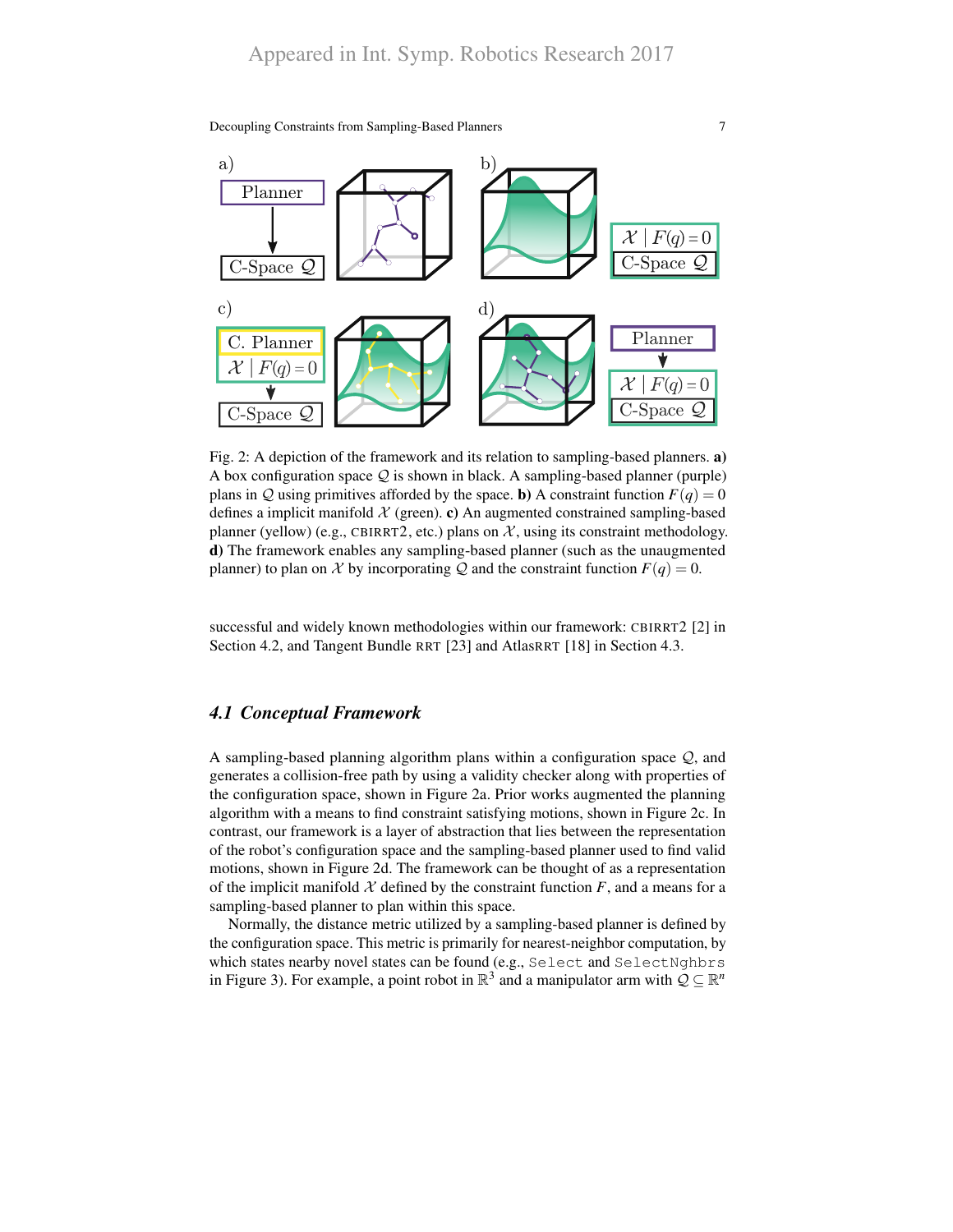Appeared in Int. Symp. Robotics Research 2017

Fig. 2: A depiction of the framework and its relation to sampling-based planners. **a)** A box configuration space $\mathcal{Q}$ is shown in black. A sampling-based planner (purple) plans in $\mathcal{Q}$ using primitives afforded by the space. **b)** A constraint function $F(q) = 0$ defines a implicit manifold $\mathcal{X}$ (green). **c)** An augmented constrained sampling-based planner (yellow) (e.g., CBIRRT2, etc.) plans on $\mathcal{X}$, using its constraint methodology. **d)** The framework enables any sampling-based planner (such as the unaugmented planner) to plan on $\mathcal{X}$ by incorporating $\mathcal{Q}$ and the constraint function $F(q) = 0$.

successful and widely known methodologies within our framework: CBIRRT2 [2] in Section 4.2, and Tangent Bundle RRT [23] and AtlasRRT [18] in Section 4.3.

### *4.1 Conceptual Framework*

A sampling-based planning algorithm plans within a configuration space $\mathcal{Q}$, and generates a collision-free path by using a validity checker along with properties of the configuration space, shown in Figure 2a. Prior works augmented the planning algorithm with a means to find constraint satisfying motions, shown in Figure 2c. In contrast, our framework is a layer of abstraction that lies between the representation of the robot's configuration space and the sampling-based planner used to find valid motions, shown in Figure 2d. The framework can be thought of as a representation of the implicit manifold $\mathcal{X}$ defined by the constraint function $F$, and a means for a sampling-based planner to plan within this space.

Normally, the distance metric utilized by a sampling-based planner is defined by the configuration space. This metric is primarily for nearest-neighbor computation, by which states nearby novel states can be found (e.g., `Select` and `SelectNghbrs` in Figure 3). For example, a point robot in $\mathbb{R}^3$ and a manipulator arm with $\mathcal{Q} \subseteq \mathbb{R}^n$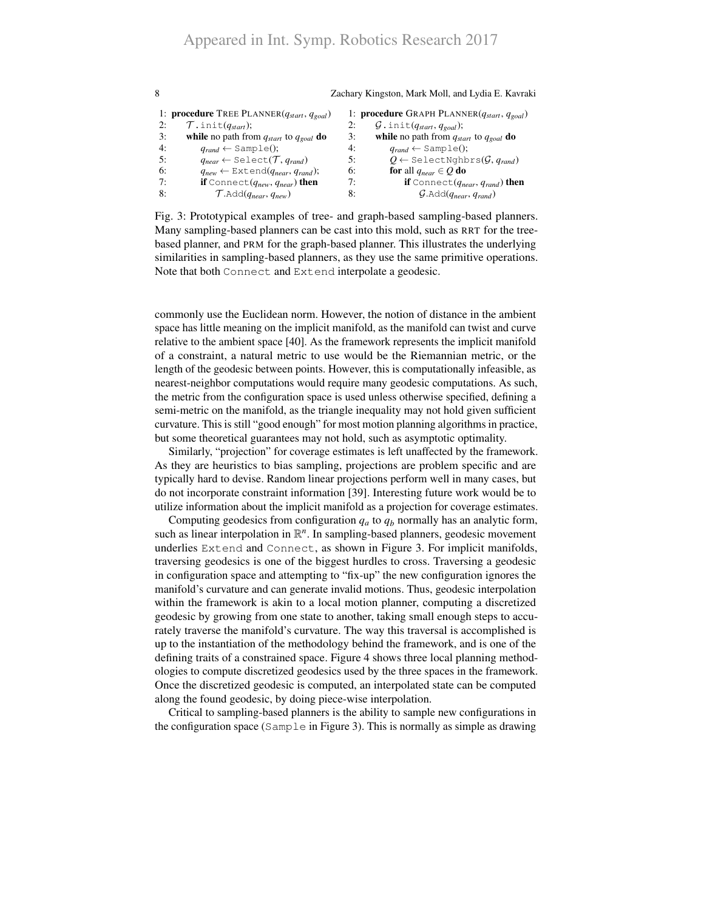```
1: procedure TREE PLANNER(q_start, q_goal)
2:     T.init(q_start);
3:     while no path from q_start to q_goal do
4:         q_rand ← Sample();
5:         q_near ← Select(T, q_rand)
6:         q_new ← Extend(q_near, q_rand);
7:         if Connect(q_new, q_near) then
8:             T.Add(q_near, q_new)
```

```
1: procedure GRAPH PLANNER(q_start, q_goal)
2:     G.init(q_start, q_goal);
3:     while no path from q_start to q_goal do
4:         q_rand ← Sample();
5:         Q ← SelectNghbrs(G, q_rand)
6:         for all q_near ∈ Q do
7:             if Connect(q_near, q_rand) then
8:                 G.Add(q_near, q_rand)
```

Fig. 3: Prototypical examples of tree- and graph-based sampling-based planners. Many sampling-based planners can be cast into this mold, such as RRT for the tree-based planner, and PRM for the graph-based planner. This illustrates the underlying similarities in sampling-based planners, as they use the same primitive operations. Note that both Connect and Extend interpolate a geodesic.

commonly use the Euclidean norm. However, the notion of distance in the ambient space has little meaning on the implicit manifold, as the manifold can twist and curve relative to the ambient space [40]. As the framework represents the implicit manifold of a constraint, a natural metric to use would be the Riemannian metric, or the length of the geodesic between points. However, this is computationally infeasible, as nearest-neighbor computations would require many geodesic computations. As such, the metric from the configuration space is used unless otherwise specified, defining a semi-metric on the manifold, as the triangle inequality may not hold given sufficient curvature. This is still "good enough" for most motion planning algorithms in practice, but some theoretical guarantees may not hold, such as asymptotic optimality.

Similarly, "projection" for coverage estimates is left unaffected by the framework. As they are heuristics to bias sampling, projections are problem specific and are typically hard to devise. Random linear projections perform well in many cases, but do not incorporate constraint information [39]. Interesting future work would be to utilize information about the implicit manifold as a projection for coverage estimates.

Computing geodesics from configuration $q_a$ to $q_b$ normally has an analytic form, such as linear interpolation in $\mathbb{R}^n$. In sampling-based planners, geodesic movement underlies Extend and Connect, as shown in Figure 3. For implicit manifolds, traversing geodesics is one of the biggest hurdles to cross. Traversing a geodesic in configuration space and attempting to "fix-up" the new configuration ignores the manifold's curvature and can generate invalid motions. Thus, geodesic interpolation within the framework is akin to a local motion planner, computing a discretized geodesic by growing from one state to another, taking small enough steps to accurately traverse the manifold's curvature. The way this traversal is accomplished is up to the instantiation of the methodology behind the framework, and is one of the defining traits of a constrained space. Figure 4 shows three local planning methodologies to compute discretized geodesics used by the three spaces in the framework. Once the discretized geodesic is computed, an interpolated state can be computed along the found geodesic, by doing piece-wise interpolation.

Critical to sampling-based planners is the ability to sample new configurations in the configuration space (Sample in Figure 3). This is normally as simple as drawing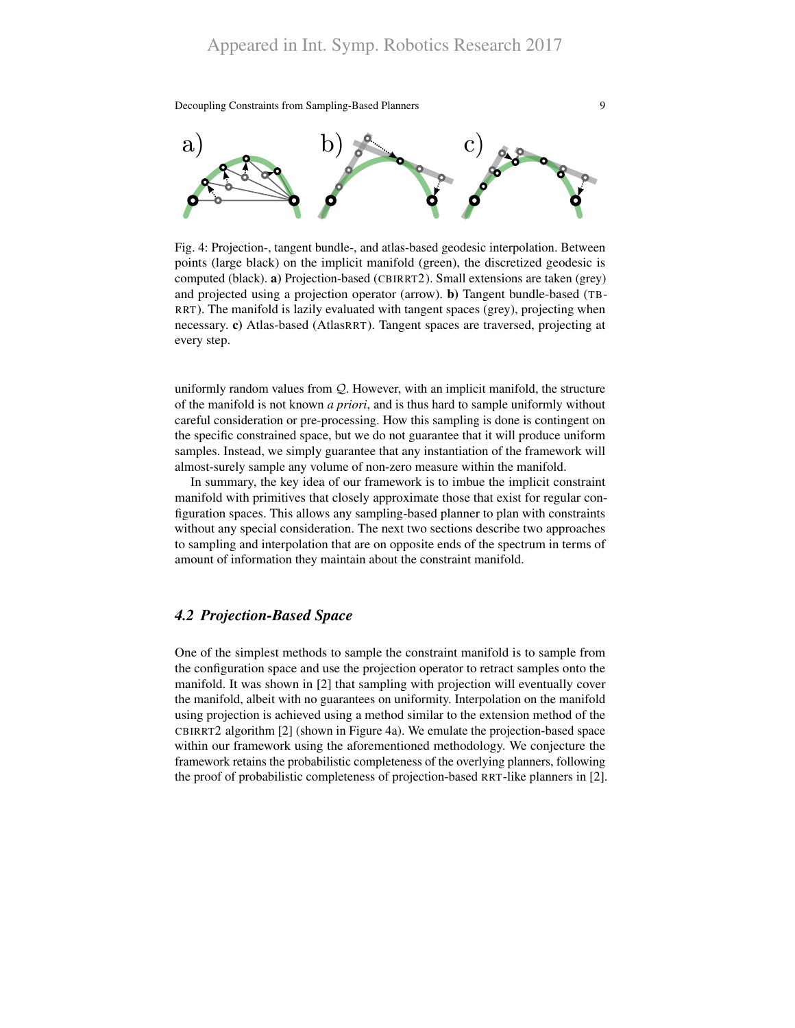Fig. 4: Projection-, tangent bundle-, and atlas-based geodesic interpolation. Between points (large black) on the implicit manifold (green), the discretized geodesic is computed (black). **a)** Projection-based (CBIRRT2). Small extensions are taken (grey) and projected using a projection operator (arrow). **b)** Tangent bundle-based (TB-RRT). The manifold is lazily evaluated with tangent spaces (grey), projecting when necessary. **c)** Atlas-based (AtlasRRT). Tangent spaces are traversed, projecting at every step.

uniformly random values from $\mathcal{Q}$. However, with an implicit manifold, the structure of the manifold is not known *a priori*, and is thus hard to sample uniformly without careful consideration or pre-processing. How this sampling is done is contingent on the specific constrained space, but we do not guarantee that it will produce uniform samples. Instead, we simply guarantee that any instantiation of the framework will almost-surely sample any volume of non-zero measure within the manifold.

In summary, the key idea of our framework is to imbue the implicit constraint manifold with primitives that closely approximate those that exist for regular configuration spaces. This allows any sampling-based planner to plan with constraints without any special consideration. The next two sections describe two approaches to sampling and interpolation that are on opposite ends of the spectrum in terms of amount of information they maintain about the constraint manifold.

### *4.2 Projection-Based Space*

One of the simplest methods to sample the constraint manifold is to sample from the configuration space and use the projection operator to retract samples onto the manifold. It was shown in [2] that sampling with projection will eventually cover the manifold, albeit with no guarantees on uniformity. Interpolation on the manifold using projection is achieved using a method similar to the extension method of the CBIRRT2 algorithm [2] (shown in Figure 4a). We emulate the projection-based space within our framework using the aforementioned methodology. We conjecture the framework retains the probabilistic completeness of the overlying planners, following the proof of probabilistic completeness of projection-based RRT-like planners in [2].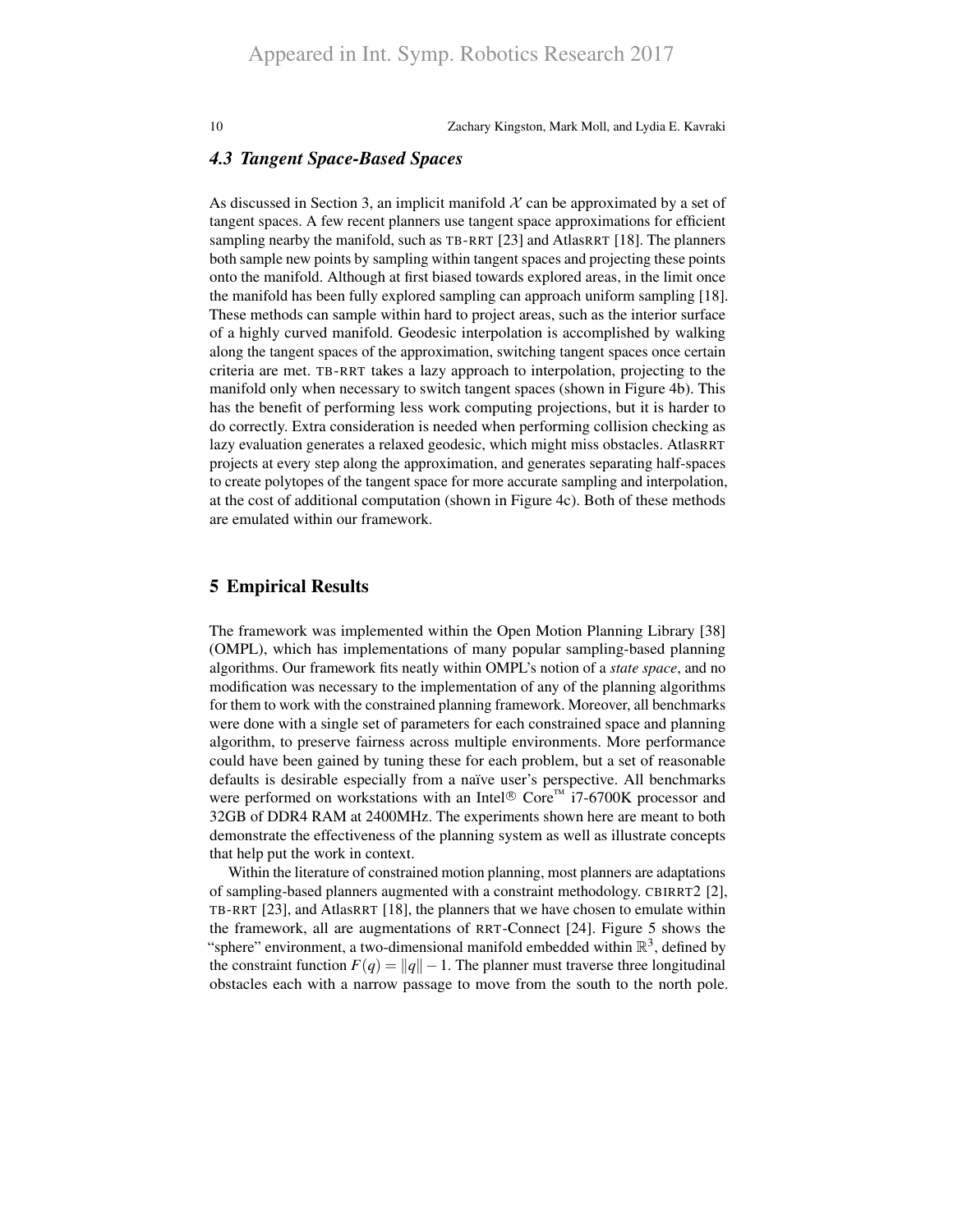### 4.3 Tangent Space-Based Spaces

As discussed in Section 3, an implicit manifold $\mathcal{X}$ can be approximated by a set of tangent spaces. A few recent planners use tangent space approximations for efficient sampling nearby the manifold, such as TB-RRT [23] and AtlasRRT [18]. The planners both sample new points by sampling within tangent spaces and projecting these points onto the manifold. Although at first biased towards explored areas, in the limit once the manifold has been fully explored sampling can approach uniform sampling [18]. These methods can sample within hard to project areas, such as the interior surface of a highly curved manifold. Geodesic interpolation is accomplished by walking along the tangent spaces of the approximation, switching tangent spaces once certain criteria are met. TB-RRT takes a lazy approach to interpolation, projecting to the manifold only when necessary to switch tangent spaces (shown in Figure 4b). This has the benefit of performing less work computing projections, but it is harder to do correctly. Extra consideration is needed when performing collision checking as lazy evaluation generates a relaxed geodesic, which might miss obstacles. AtlasRRT projects at every step along the approximation, and generates separating half-spaces to create polytopes of the tangent space for more accurate sampling and interpolation, at the cost of additional computation (shown in Figure 4c). Both of these methods are emulated within our framework.

## 5 Empirical Results

The framework was implemented within the Open Motion Planning Library [38] (OMPL), which has implementations of many popular sampling-based planning algorithms. Our framework fits neatly within OMPL's notion of a *state space*, and no modification was necessary to the implementation of any of the planning algorithms for them to work with the constrained planning framework. Moreover, all benchmarks were done with a single set of parameters for each constrained space and planning algorithm, to preserve fairness across multiple environments. More performance could have been gained by tuning these for each problem, but a set of reasonable defaults is desirable especially from a naïve user's perspective. All benchmarks were performed on workstations with an Intel® Core™ i7-6700K processor and 32GB of DDR4 RAM at 2400MHz. The experiments shown here are meant to both demonstrate the effectiveness of the planning system as well as illustrate concepts that help put the work in context.

Within the literature of constrained motion planning, most planners are adaptations of sampling-based planners augmented with a constraint methodology. CBIRRT2 [2], TB-RRT [23], and AtlasRRT [18], the planners that we have chosen to emulate within the framework, all are augmentations of RRT-Connect [24]. Figure 5 shows the "sphere" environment, a two-dimensional manifold embedded within $\mathbb{R}^3$, defined by the constraint function $F(q) = \|q\| - 1$. The planner must traverse three longitudinal obstacles each with a narrow passage to move from the south to the north pole.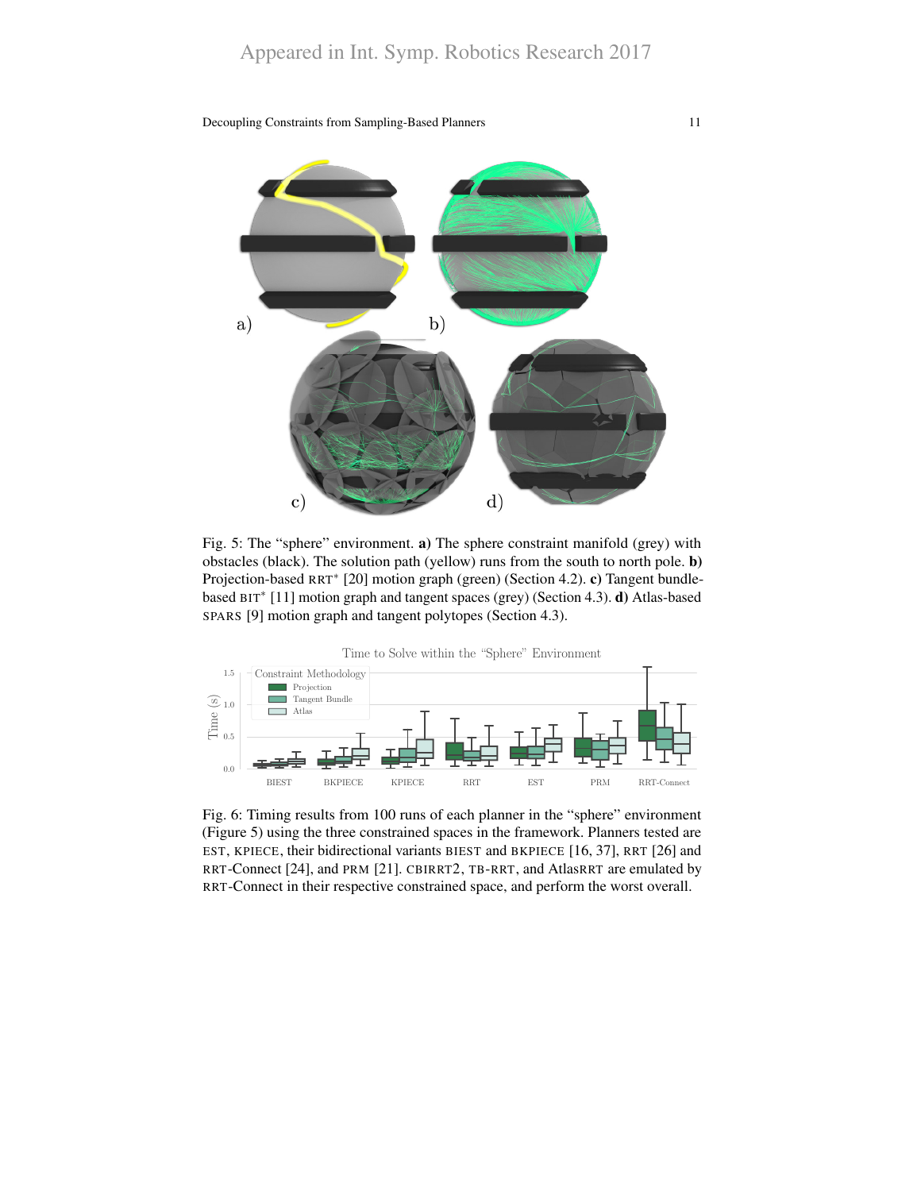Appeared in Int. Symp. Robotics Research 2017

Fig. 5: The "sphere" environment. **a)** The sphere constraint manifold (grey) with obstacles (black). The solution path (yellow) runs from the south to north pole. **b)** Projection-based RRT* [20] motion graph (green) (Section 4.2). **c)** Tangent bundle-based BIT* [11] motion graph and tangent spaces (grey) (Section 4.3). **d)** Atlas-based SPARS [9] motion graph and tangent polytopes (Section 4.3).

Fig. 6: Timing results from 100 runs of each planner in the "sphere" environment (Figure 5) using the three constrained spaces in the framework. Planners tested are EST, KPIECE, their bidirectional variants BIEST and BKPIECE [16, 37], RRT [26] and RRT-Connect [24], and PRM [21]. CBIRRT2, TB-RRT, and AtlasRRT are emulated by RRT-Connect in their respective constrained space, and perform the worst overall.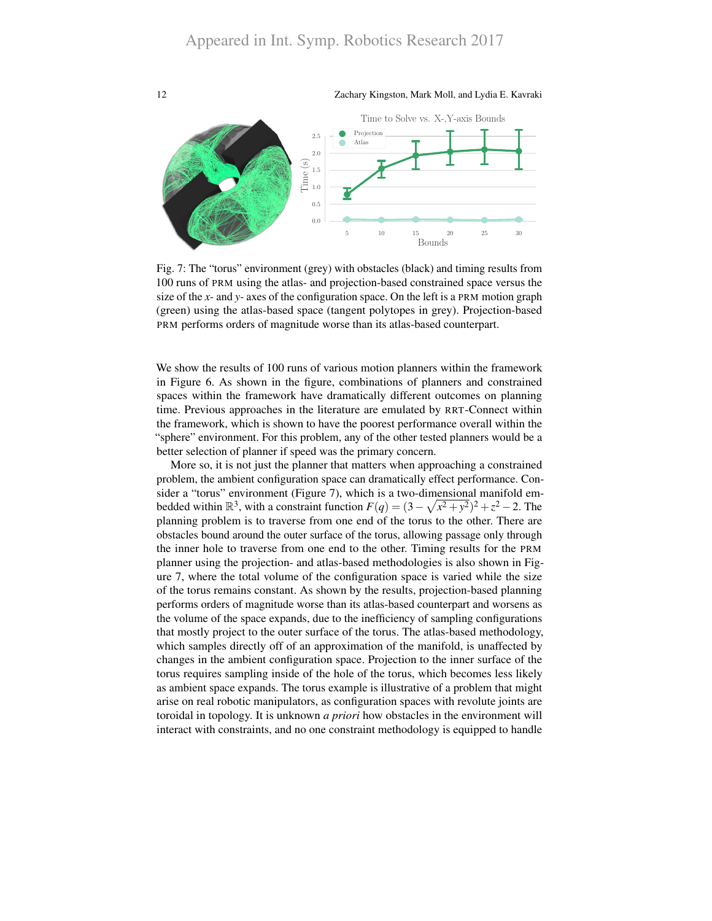Fig. 7: The "torus" environment (grey) with obstacles (black) and timing results from 100 runs of PRM using the atlas- and projection-based constrained space versus the size of the $x$- and $y$- axes of the configuration space. On the left is a PRM motion graph (green) using the atlas-based space (tangent polytopes in grey). Projection-based PRM performs orders of magnitude worse than its atlas-based counterpart.

We show the results of 100 runs of various motion planners within the framework in Figure 6. As shown in the figure, combinations of planners and constrained spaces within the framework have dramatically different outcomes on planning time. Previous approaches in the literature are emulated by RRT-Connect within the framework, which is shown to have the poorest performance overall within the "sphere" environment. For this problem, any of the other tested planners would be a better selection of planner if speed was the primary concern.

More so, it is not just the planner that matters when approaching a constrained problem, the ambient configuration space can dramatically effect performance. Consider a "torus" environment (Figure 7), which is a two-dimensional manifold embedded within $\mathbb{R}^3$, with a constraint function $F(q) = (3 - \sqrt{x^2 + y^2})^2 + z^2 - 2$. The planning problem is to traverse from one end of the torus to the other. There are obstacles bound around the outer surface of the torus, allowing passage only through the inner hole to traverse from one end to the other. Timing results for the PRM planner using the projection- and atlas-based methodologies is also shown in Figure 7, where the total volume of the configuration space is varied while the size of the torus remains constant. As shown by the results, projection-based planning performs orders of magnitude worse than its atlas-based counterpart and worsens as the volume of the space expands, due to the inefficiency of sampling configurations that mostly project to the outer surface of the torus. The atlas-based methodology, which samples directly off of an approximation of the manifold, is unaffected by changes in the ambient configuration space. Projection to the inner surface of the torus requires sampling inside of the hole of the torus, which becomes less likely as ambient space expands. The torus example is illustrative of a problem that might arise on real robotic manipulators, as configuration spaces with revolute joints are toroidal in topology. It is unknown *a priori* how obstacles in the environment will interact with constraints, and no one constraint methodology is equipped to handle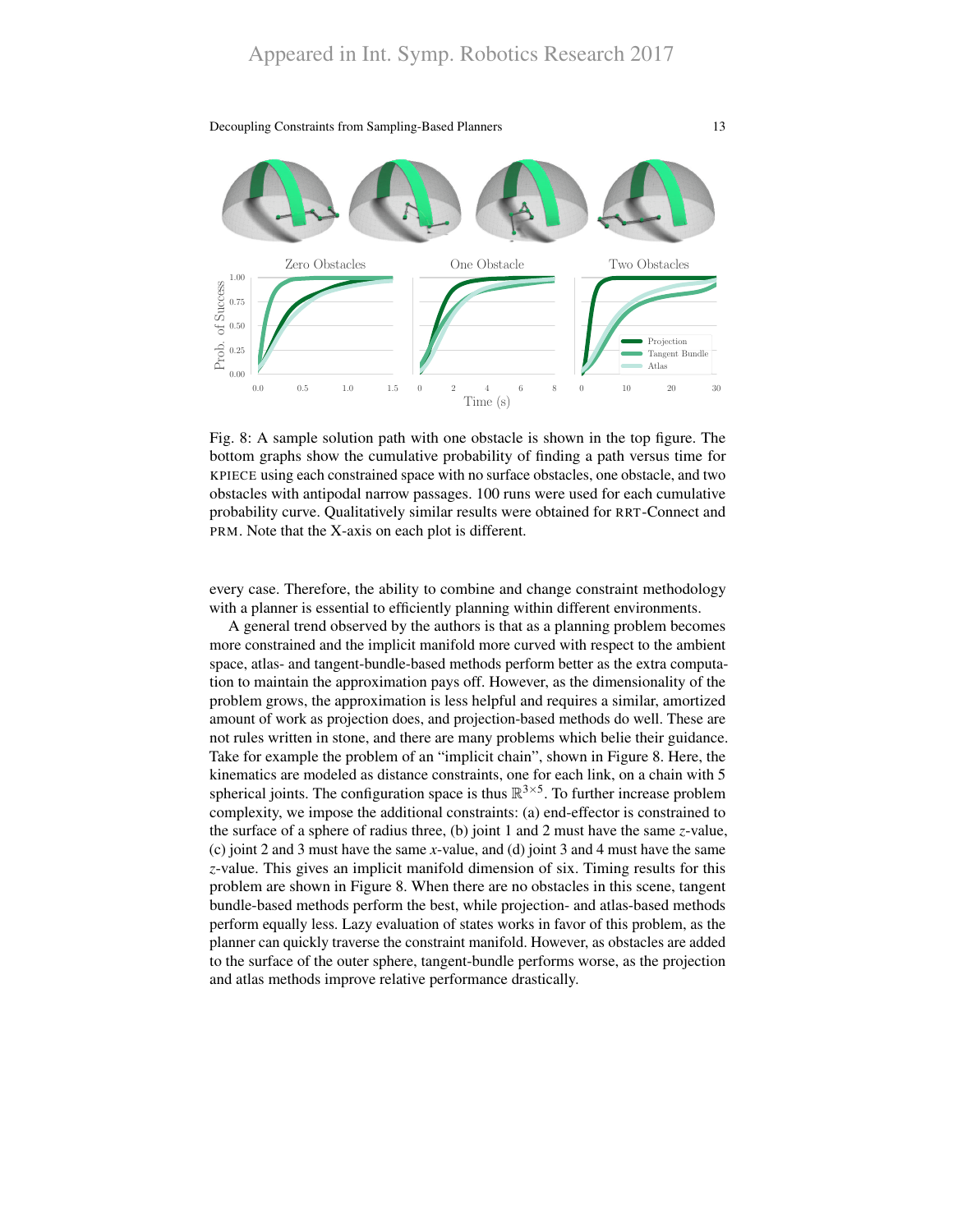Fig. 8: A sample solution path with one obstacle is shown in the top figure. The bottom graphs show the cumulative probability of finding a path versus time for KPIECE using each constrained space with no surface obstacles, one obstacle, and two obstacles with antipodal narrow passages. 100 runs were used for each cumulative probability curve. Qualitatively similar results were obtained for RRT-Connect and PRM. Note that the X-axis on each plot is different.

every case. Therefore, the ability to combine and change constraint methodology with a planner is essential to efficiently planning within different environments.

A general trend observed by the authors is that as a planning problem becomes more constrained and the implicit manifold more curved with respect to the ambient space, atlas- and tangent-bundle-based methods perform better as the extra computation to maintain the approximation pays off. However, as the dimensionality of the problem grows, the approximation is less helpful and requires a similar, amortized amount of work as projection does, and projection-based methods do well. These are not rules written in stone, and there are many problems which belie their guidance. Take for example the problem of an "implicit chain", shown in Figure 8. Here, the kinematics are modeled as distance constraints, one for each link, on a chain with 5 spherical joints. The configuration space is thus $\mathbb{R}^{3\times5}$. To further increase problem complexity, we impose the additional constraints: (a) end-effector is constrained to the surface of a sphere of radius three, (b) joint 1 and 2 must have the same $z$-value, (c) joint 2 and 3 must have the same $x$-value, and (d) joint 3 and 4 must have the same $z$-value. This gives an implicit manifold dimension of six. Timing results for this problem are shown in Figure 8. When there are no obstacles in this scene, tangent bundle-based methods perform the best, while projection- and atlas-based methods perform equally less. Lazy evaluation of states works in favor of this problem, as the planner can quickly traverse the constraint manifold. However, as obstacles are added to the surface of the outer sphere, tangent-bundle performs worse, as the projection and atlas methods improve relative performance drastically.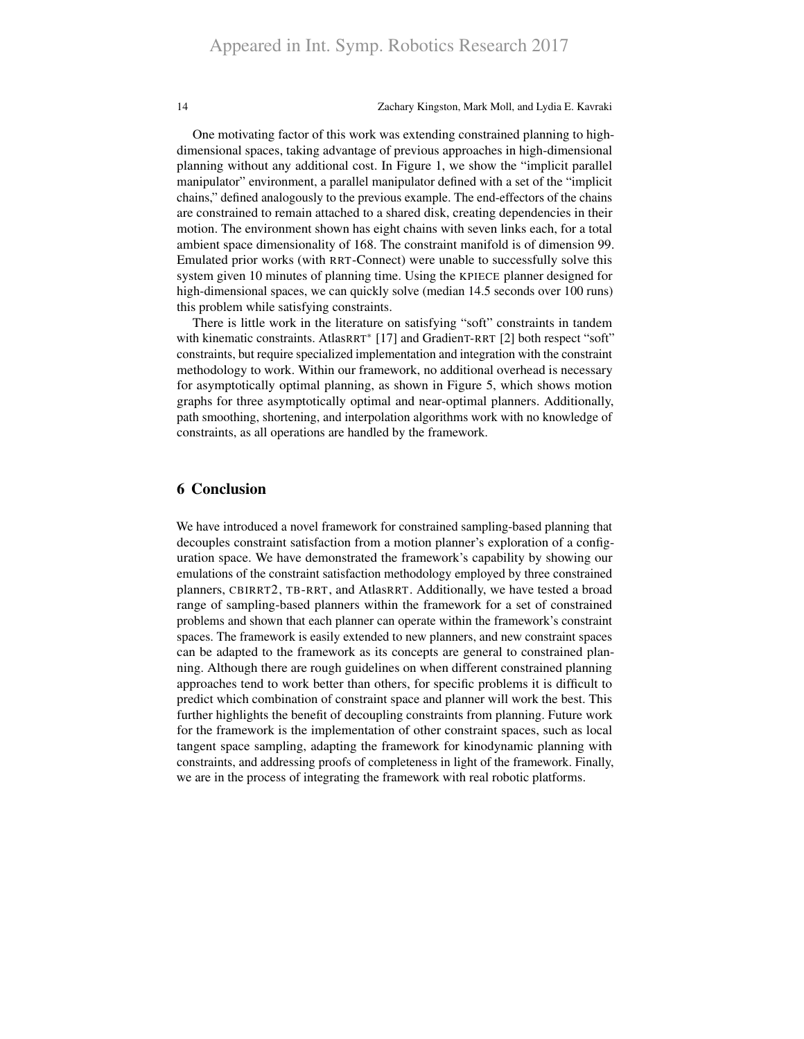One motivating factor of this work was extending constrained planning to high-dimensional spaces, taking advantage of previous approaches in high-dimensional planning without any additional cost. In Figure 1, we show the "implicit parallel manipulator" environment, a parallel manipulator defined with a set of the "implicit chains," defined analogously to the previous example. The end-effectors of the chains are constrained to remain attached to a shared disk, creating dependencies in their motion. The environment shown has eight chains with seven links each, for a total ambient space dimensionality of 168. The constraint manifold is of dimension 99. Emulated prior works (with RRT-Connect) were unable to successfully solve this system given 10 minutes of planning time. Using the KPIECE planner designed for high-dimensional spaces, we can quickly solve (median 14.5 seconds over 100 runs) this problem while satisfying constraints.

There is little work in the literature on satisfying "soft" constraints in tandem with kinematic constraints. AtlasRRT* [17] and GradienT-RRT [2] both respect "soft" constraints, but require specialized implementation and integration with the constraint methodology to work. Within our framework, no additional overhead is necessary for asymptotically optimal planning, as shown in Figure 5, which shows motion graphs for three asymptotically optimal and near-optimal planners. Additionally, path smoothing, shortening, and interpolation algorithms work with no knowledge of constraints, as all operations are handled by the framework.

## 6 Conclusion

We have introduced a novel framework for constrained sampling-based planning that decouples constraint satisfaction from a motion planner's exploration of a configuration space. We have demonstrated the framework's capability by showing our emulations of the constraint satisfaction methodology employed by three constrained planners, CBIRRT2, TB-RRT, and AtlasRRT. Additionally, we have tested a broad range of sampling-based planners within the framework for a set of constrained problems and shown that each planner can operate within the framework's constraint spaces. The framework is easily extended to new planners, and new constraint spaces can be adapted to the framework as its concepts are general to constrained planning. Although there are rough guidelines on when different constrained planning approaches tend to work better than others, for specific problems it is difficult to predict which combination of constraint space and planner will work the best. This further highlights the benefit of decoupling constraints from planning. Future work for the framework is the implementation of other constraint spaces, such as local tangent space sampling, adapting the framework for kinodynamic planning with constraints, and addressing proofs of completeness in light of the framework. Finally, we are in the process of integrating the framework with real robotic platforms.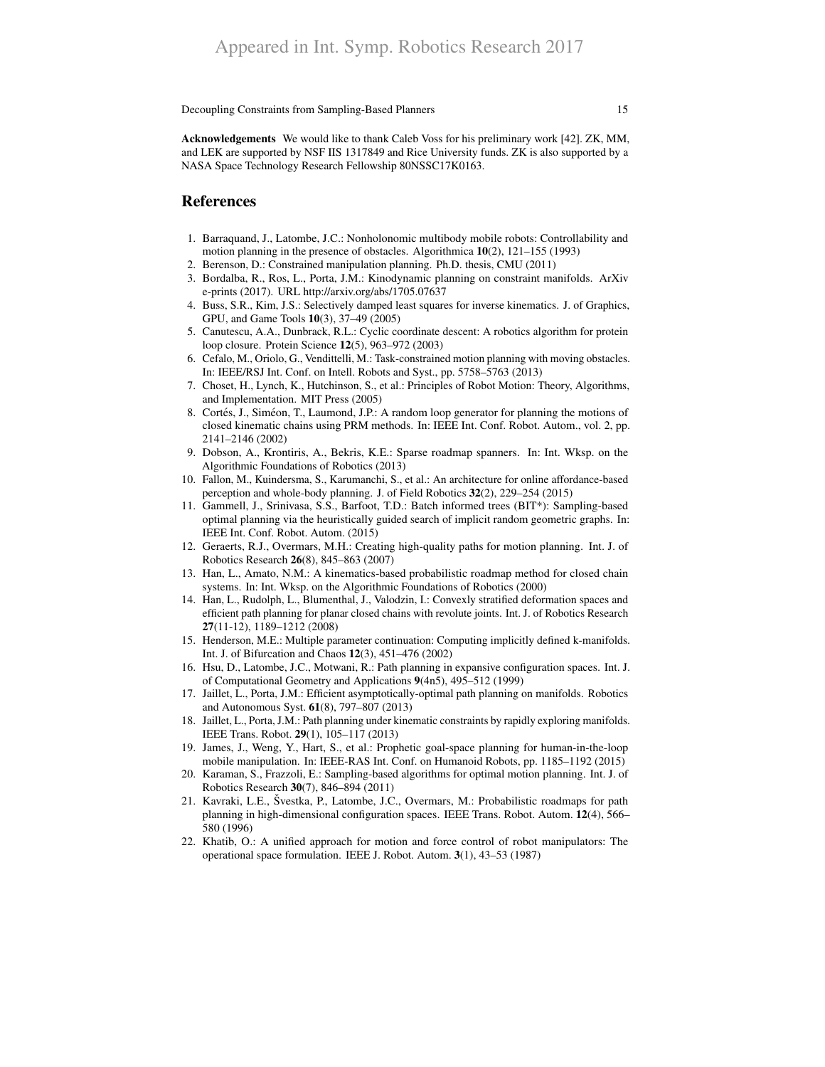**Acknowledgements** We would like to thank Caleb Voss for his preliminary work [42]. ZK, MM, and LEK are supported by NSF IIS 1317849 and Rice University funds. ZK is also supported by a NASA Space Technology Research Fellowship 80NSSC17K0163.

## References

1. Barraquand, J., Latombe, J.C.: Nonholonomic multibody mobile robots: Controllability and motion planning in the presence of obstacles. Algorithmica **10**(2), 121–155 (1993)
2. Berenson, D.: Constrained manipulation planning. Ph.D. thesis, CMU (2011)
3. Bordalba, R., Ros, L., Porta, J.M.: Kinodynamic planning on constraint manifolds. ArXiv e-prints (2017). URL http://arxiv.org/abs/1705.07637
4. Buss, S.R., Kim, J.S.: Selectively damped least squares for inverse kinematics. J. of Graphics, GPU, and Game Tools **10**(3), 37–49 (2005)
5. Canutescu, A.A., Dunbrack, R.L.: Cyclic coordinate descent: A robotics algorithm for protein loop closure. Protein Science **12**(5), 963–972 (2003)
6. Cefalo, M., Oriolo, G., Vendittelli, M.: Task-constrained motion planning with moving obstacles. In: IEEE/RSJ Int. Conf. on Intell. Robots and Syst., pp. 5758–5763 (2013)
7. Choset, H., Lynch, K., Hutchinson, S., et al.: Principles of Robot Motion: Theory, Algorithms, and Implementation. MIT Press (2005)
8. Cortés, J., Siméon, T., Laumond, J.P.: A random loop generator for planning the motions of closed kinematic chains using PRM methods. In: IEEE Int. Conf. Robot. Autom., vol. 2, pp. 2141–2146 (2002)
9. Dobson, A., Krontiris, A., Bekris, K.E.: Sparse roadmap spanners. In: Int. Wksp. on the Algorithmic Foundations of Robotics (2013)
10. Fallon, M., Kuindersma, S., Karumanchi, S., et al.: An architecture for online affordance-based perception and whole-body planning. J. of Field Robotics **32**(2), 229–254 (2015)
11. Gammell, J., Srinivasa, S.S., Barfoot, T.D.: Batch informed trees (BIT*): Sampling-based optimal planning via the heuristically guided search of implicit random geometric graphs. In: IEEE Int. Conf. Robot. Autom. (2015)
12. Geraerts, R.J., Overmars, M.H.: Creating high-quality paths for motion planning. Int. J. of Robotics Research **26**(8), 845–863 (2007)
13. Han, L., Amato, N.M.: A kinematics-based probabilistic roadmap method for closed chain systems. In: Int. Wksp. on the Algorithmic Foundations of Robotics (2000)
14. Han, L., Rudolph, L., Blumenthal, J., Valodzin, I.: Convexly stratified deformation spaces and efficient path planning for planar closed chains with revolute joints. Int. J. of Robotics Research **27**(11-12), 1189–1212 (2008)
15. Henderson, M.E.: Multiple parameter continuation: Computing implicitly defined k-manifolds. Int. J. of Bifurcation and Chaos **12**(3), 451–476 (2002)
16. Hsu, D., Latombe, J.C., Motwani, R.: Path planning in expansive configuration spaces. Int. J. of Computational Geometry and Applications **9**(4n5), 495–512 (1999)
17. Jaillet, L., Porta, J.M.: Efficient asymptotically-optimal path planning on manifolds. Robotics and Autonomous Syst. **61**(8), 797–807 (2013)
18. Jaillet, L., Porta, J.M.: Path planning under kinematic constraints by rapidly exploring manifolds. IEEE Trans. Robot. **29**(1), 105–117 (2013)
19. James, J., Weng, Y., Hart, S., et al.: Prophetic goal-space planning for human-in-the-loop mobile manipulation. In: IEEE-RAS Int. Conf. on Humanoid Robots, pp. 1185–1192 (2015)
20. Karaman, S., Frazzoli, E.: Sampling-based algorithms for optimal motion planning. Int. J. of Robotics Research **30**(7), 846–894 (2011)
21. Kavraki, L.E., Švestka, P., Latombe, J.C., Overmars, M.: Probabilistic roadmaps for path planning in high-dimensional configuration spaces. IEEE Trans. Robot. Autom. **12**(4), 566–580 (1996)
22. Khatib, O.: A unified approach for motion and force control of robot manipulators: The operational space formulation. IEEE J. Robot. Autom. **3**(1), 43–53 (1987)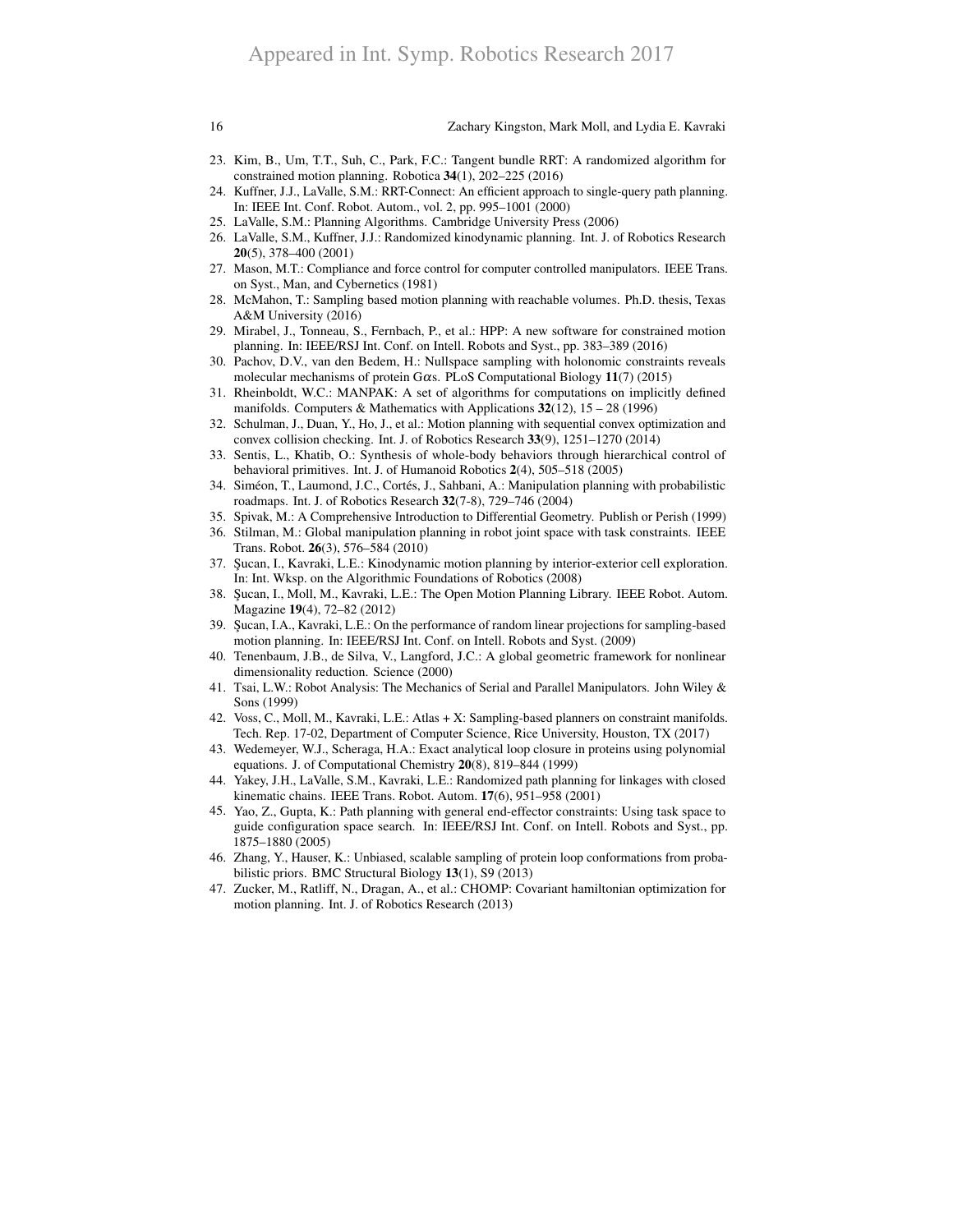23. Kim, B., Um, T.T., Suh, C., Park, F.C.: Tangent bundle RRT: A randomized algorithm for constrained motion planning. Robotica **34**(1), 202–225 (2016)
24. Kuffner, J.J., LaValle, S.M.: RRT-Connect: An efficient approach to single-query path planning. In: IEEE Int. Conf. Robot. Autom., vol. 2, pp. 995–1001 (2000)
25. LaValle, S.M.: Planning Algorithms. Cambridge University Press (2006)
26. LaValle, S.M., Kuffner, J.J.: Randomized kinodynamic planning. Int. J. of Robotics Research **20**(5), 378–400 (2001)
27. Mason, M.T.: Compliance and force control for computer controlled manipulators. IEEE Trans. on Syst., Man, and Cybernetics (1981)
28. McMahon, T.: Sampling based motion planning with reachable volumes. Ph.D. thesis, Texas A&M University (2016)
29. Mirabel, J., Tonneau, S., Fernbach, P., et al.: HPP: A new software for constrained motion planning. In: IEEE/RSJ Int. Conf. on Intell. Robots and Syst., pp. 383–389 (2016)
30. Pachov, D.V., van den Bedem, H.: Nullspace sampling with holonomic constraints reveals molecular mechanisms of protein G$\alpha$s. PLoS Computational Biology **11**(7) (2015)
31. Rheinboldt, W.C.: MANPAK: A set of algorithms for computations on implicitly defined manifolds. Computers & Mathematics with Applications **32**(12), 15 – 28 (1996)
32. Schulman, J., Duan, Y., Ho, J., et al.: Motion planning with sequential convex optimization and convex collision checking. Int. J. of Robotics Research **33**(9), 1251–1270 (2014)
33. Sentis, L., Khatib, O.: Synthesis of whole-body behaviors through hierarchical control of behavioral primitives. Int. J. of Humanoid Robotics **2**(4), 505–518 (2005)
34. Siméon, T., Laumond, J.C., Cortés, J., Sahbani, A.: Manipulation planning with probabilistic roadmaps. Int. J. of Robotics Research **32**(7-8), 729–746 (2004)
35. Spivak, M.: A Comprehensive Introduction to Differential Geometry. Publish or Perish (1999)
36. Stilman, M.: Global manipulation planning in robot joint space with task constraints. IEEE Trans. Robot. **26**(3), 576–584 (2010)
37. Şucan, I., Kavraki, L.E.: Kinodynamic motion planning by interior-exterior cell exploration. In: Int. Wksp. on the Algorithmic Foundations of Robotics (2008)
38. Şucan, I., Moll, M., Kavraki, L.E.: The Open Motion Planning Library. IEEE Robot. Autom. Magazine **19**(4), 72–82 (2012)
39. Şucan, I.A., Kavraki, L.E.: On the performance of random linear projections for sampling-based motion planning. In: IEEE/RSJ Int. Conf. on Intell. Robots and Syst. (2009)
40. Tenenbaum, J.B., de Silva, V., Langford, J.C.: A global geometric framework for nonlinear dimensionality reduction. Science (2000)
41. Tsai, L.W.: Robot Analysis: The Mechanics of Serial and Parallel Manipulators. John Wiley & Sons (1999)
42. Voss, C., Moll, M., Kavraki, L.E.: Atlas + X: Sampling-based planners on constraint manifolds. Tech. Rep. 17-02, Department of Computer Science, Rice University, Houston, TX (2017)
43. Wedemeyer, W.J., Scheraga, H.A.: Exact analytical loop closure in proteins using polynomial equations. J. of Computational Chemistry **20**(8), 819–844 (1999)
44. Yakey, J.H., LaValle, S.M., Kavraki, L.E.: Randomized path planning for linkages with closed kinematic chains. IEEE Trans. Robot. Autom. **17**(6), 951–958 (2001)
45. Yao, Z., Gupta, K.: Path planning with general end-effector constraints: Using task space to guide configuration space search. In: IEEE/RSJ Int. Conf. on Intell. Robots and Syst., pp. 1875–1880 (2005)
46. Zhang, Y., Hauser, K.: Unbiased, scalable sampling of protein loop conformations from probabilistic priors. BMC Structural Biology **13**(1), S9 (2013)
47. Zucker, M., Ratliff, N., Dragan, A., et al.: CHOMP: Covariant hamiltonian optimization for motion planning. Int. J. of Robotics Research (2013)